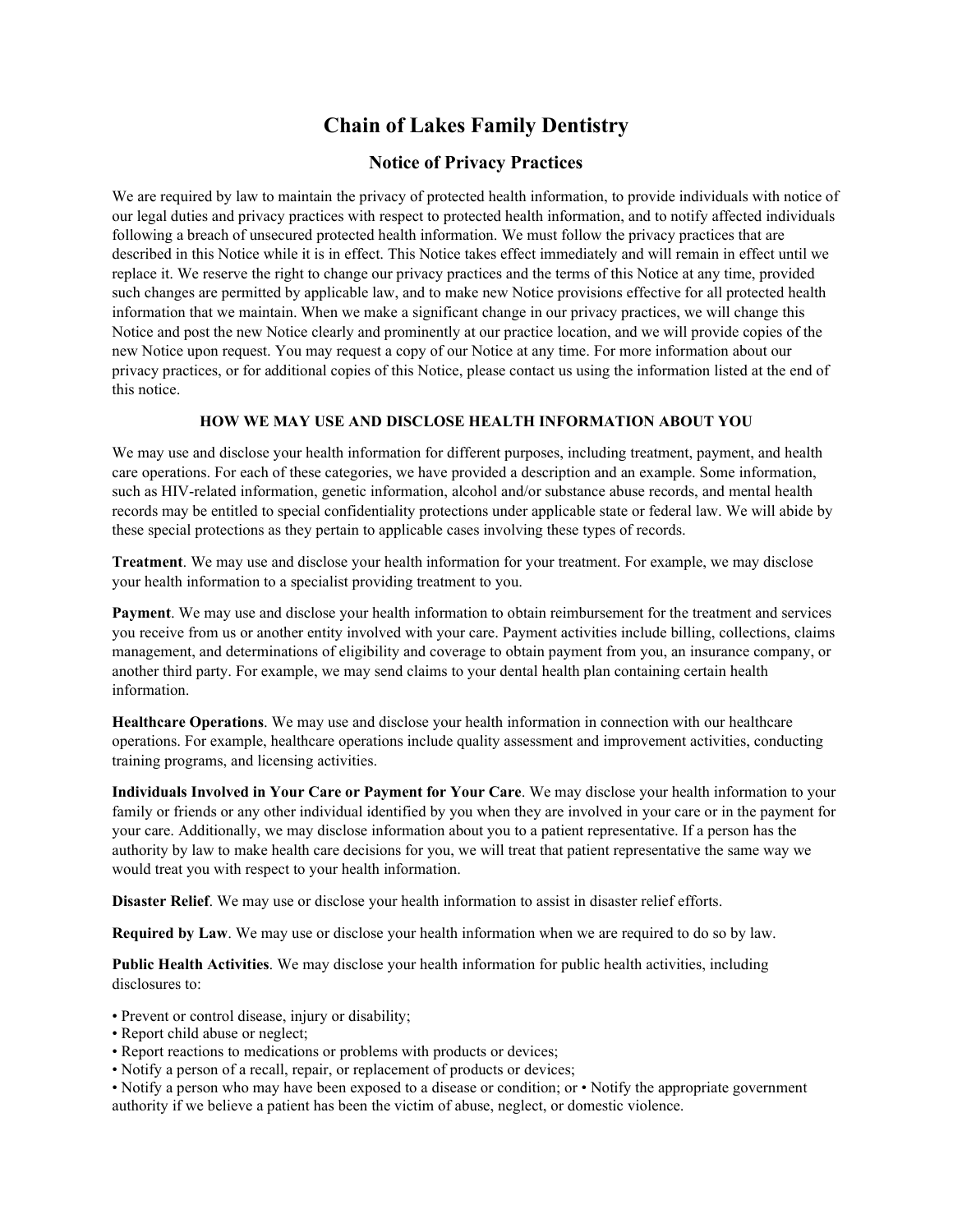# Chain of Lakes Family Dentistry

## Notice of Privacy Practices

We are required by law to maintain the privacy of protected health information, to provide individuals with notice of our legal duties and privacy practices with respect to protected health information, and to notify affected individuals following a breach of unsecured protected health information. We must follow the privacy practices that are described in this Notice while it is in effect. This Notice takes effect immediately and will remain in effect until we replace it. We reserve the right to change our privacy practices and the terms of this Notice at any time, provided such changes are permitted by applicable law, and to make new Notice provisions effective for all protected health information that we maintain. When we make a significant change in our privacy practices, we will change this Notice and post the new Notice clearly and prominently at our practice location, and we will provide copies of the new Notice upon request. You may request a copy of our Notice at any time. For more information about our privacy practices, or for additional copies of this Notice, please contact us using the information listed at the end of this notice.

### HOW WE MAY USE AND DISCLOSE HEALTH INFORMATION ABOUT YOU

We may use and disclose your health information for different purposes, including treatment, payment, and health care operations. For each of these categories, we have provided a description and an example. Some information, such as HIV-related information, genetic information, alcohol and/or substance abuse records, and mental health records may be entitled to special confidentiality protections under applicable state or federal law. We will abide by these special protections as they pertain to applicable cases involving these types of records.

**Treatment**. We may use and disclose your health information for your treatment. For example, we may disclose your health information to a specialist providing treatment to you.

**Payment**. We may use and disclose your health information to obtain reimbursement for the treatment and services you receive from us or another entity involved with your care. Payment activities include billing, collections, claims management, and determinations of eligibility and coverage to obtain payment from you, an insurance company, or another third party. For example, we may send claims to your dental health plan containing certain health information.

**Healthcare Operations**. We may use and disclose your health information in connection with our healthcare operations. For example, healthcare operations include quality assessment and improvement activities, conducting training programs, and licensing activities.

**Individuals Involved in Your Care or Payment for Your Care**. We may disclose your health information to your family or friends or any other individual identified by you when they are involved in your care or in the payment for your care. Additionally, we may disclose information about you to a patient representative. If a person has the authority by law to make health care decisions for you, we will treat that patient representative the same way we would treat you with respect to your health information.

**Disaster Relief**. We may use or disclose your health information to assist in disaster relief efforts.

**Required by Law**. We may use or disclose your health information when we are required to do so by law.

**Public Health Activities**. We may disclose your health information for public health activities, including disclosures to:

- Prevent or control disease, injury or disability;
- Report child abuse or neglect;
- Report reactions to medications or problems with products or devices;
- Notify a person of a recall, repair, or replacement of products or devices;
- Notify a person who may have been exposed to a disease or condition; or
- Notify the appropriate government authority if we believe a patient has been the victim of abuse, neglect, or domestic violence.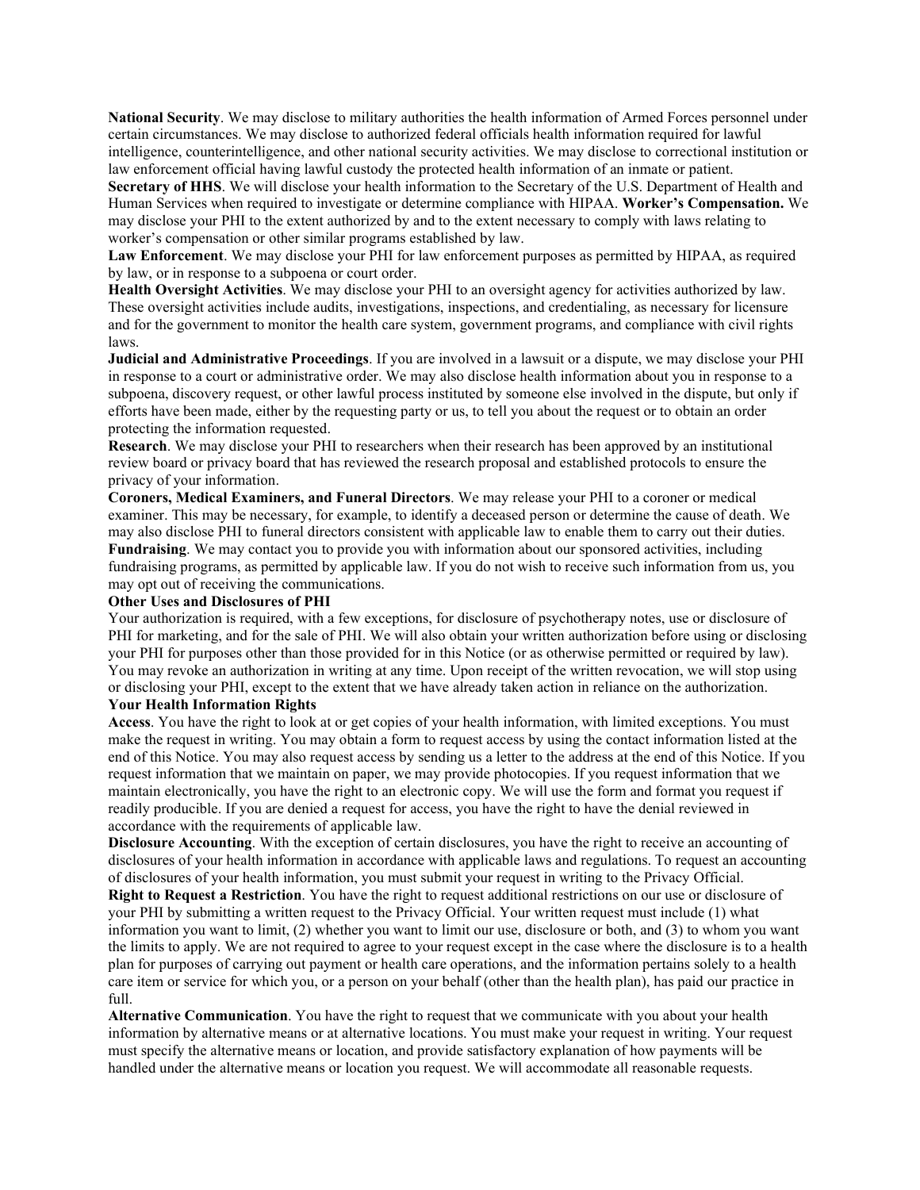**National Security**. We may disclose to military authorities the health information of Armed Forces personnel under certain circumstances. We may disclose to authorized federal officials health information required for lawful intelligence, counterintelligence, and other national security activities. We may disclose to correctional institution or law enforcement official having lawful custody the protected health information of an inmate or patient.

**Secretary of HHS**. We will disclose your health information to the Secretary of the U.S. Department of Health and Human Services when required to investigate or determine compliance with HIPAA. **Worker's Compensation.** We may disclose your PHI to the extent authorized by and to the extent necessary to comply with laws relating to worker's compensation or other similar programs established by law.

**Law Enforcement**. We may disclose your PHI for law enforcement purposes as permitted by HIPAA, as required by law, or in response to a subpoena or court order.

**Health Oversight Activities**. We may disclose your PHI to an oversight agency for activities authorized by law. These oversight activities include audits, investigations, inspections, and credentialing, as necessary for licensure and for the government to monitor the health care system, government programs, and compliance with civil rights laws.

**Judicial and Administrative Proceedings**. If you are involved in a lawsuit or a dispute, we may disclose your PHI in response to a court or administrative order. We may also disclose health information about you in response to a subpoena, discovery request, or other lawful process instituted by someone else involved in the dispute, but only if efforts have been made, either by the requesting party or us, to tell you about the request or to obtain an order protecting the information requested.

**Research**. We may disclose your PHI to researchers when their research has been approved by an institutional review board or privacy board that has reviewed the research proposal and established protocols to ensure the privacy of your information.

**Coroners, Medical Examiners, and Funeral Directors**. We may release your PHI to a coroner or medical examiner. This may be necessary, for example, to identify a deceased person or determine the cause of death. We may also disclose PHI to funeral directors consistent with applicable law to enable them to carry out their duties.

**Fundraising**. We may contact you to provide you with information about our sponsored activities, including fundraising programs, as permitted by applicable law. If you do not wish to receive such information from us, you may opt out of receiving the communications.

**Other Uses and Disclosures of PHI**

Your authorization is required, with a few exceptions, for disclosure of psychotherapy notes, use or disclosure of PHI for marketing, and for the sale of PHI. We will also obtain your written authorization before using or disclosing your PHI for purposes other than those provided for in this Notice (or as otherwise permitted or required by law). You may revoke an authorization in writing at any time. Upon receipt of the written revocation, we will stop using or disclosing your PHI, except to the extent that we have already taken action in reliance on the authorization.

**Your Health Information Rights**

**Access**. You have the right to look at or get copies of your health information, with limited exceptions. You must make the request in writing. You may obtain a form to request access by using the contact information listed at the end of this Notice. You may also request access by sending us a letter to the address at the end of this Notice. If you request information that we maintain on paper, we may provide photocopies. If you request information that we maintain electronically, you have the right to an electronic copy. We will use the form and format you request if readily producible. If you are denied a request for access, you have the right to have the denial reviewed in accordance with the requirements of applicable law.

**Disclosure Accounting**. With the exception of certain disclosures, you have the right to receive an accounting of disclosures of your health information in accordance with applicable laws and regulations. To request an accounting of disclosures of your health information, you must submit your request in writing to the Privacy Official.

**Right to Request a Restriction**. You have the right to request additional restrictions on our use or disclosure of your PHI by submitting a written request to the Privacy Official. Your written request must include (1) what information you want to limit, (2) whether you want to limit our use, disclosure or both, and (3) to whom you want the limits to apply. We are not required to agree to your request except in the case where the disclosure is to a health plan for purposes of carrying out payment or health care operations, and the information pertains solely to a health care item or service for which you, or a person on your behalf (other than the health plan), has paid our practice in full.

**Alternative Communication**. You have the right to request that we communicate with you about your health information by alternative means or at alternative locations. You must make your request in writing. Your request must specify the alternative means or location, and provide satisfactory explanation of how payments will be handled under the alternative means or location you request. We will accommodate all reasonable requests.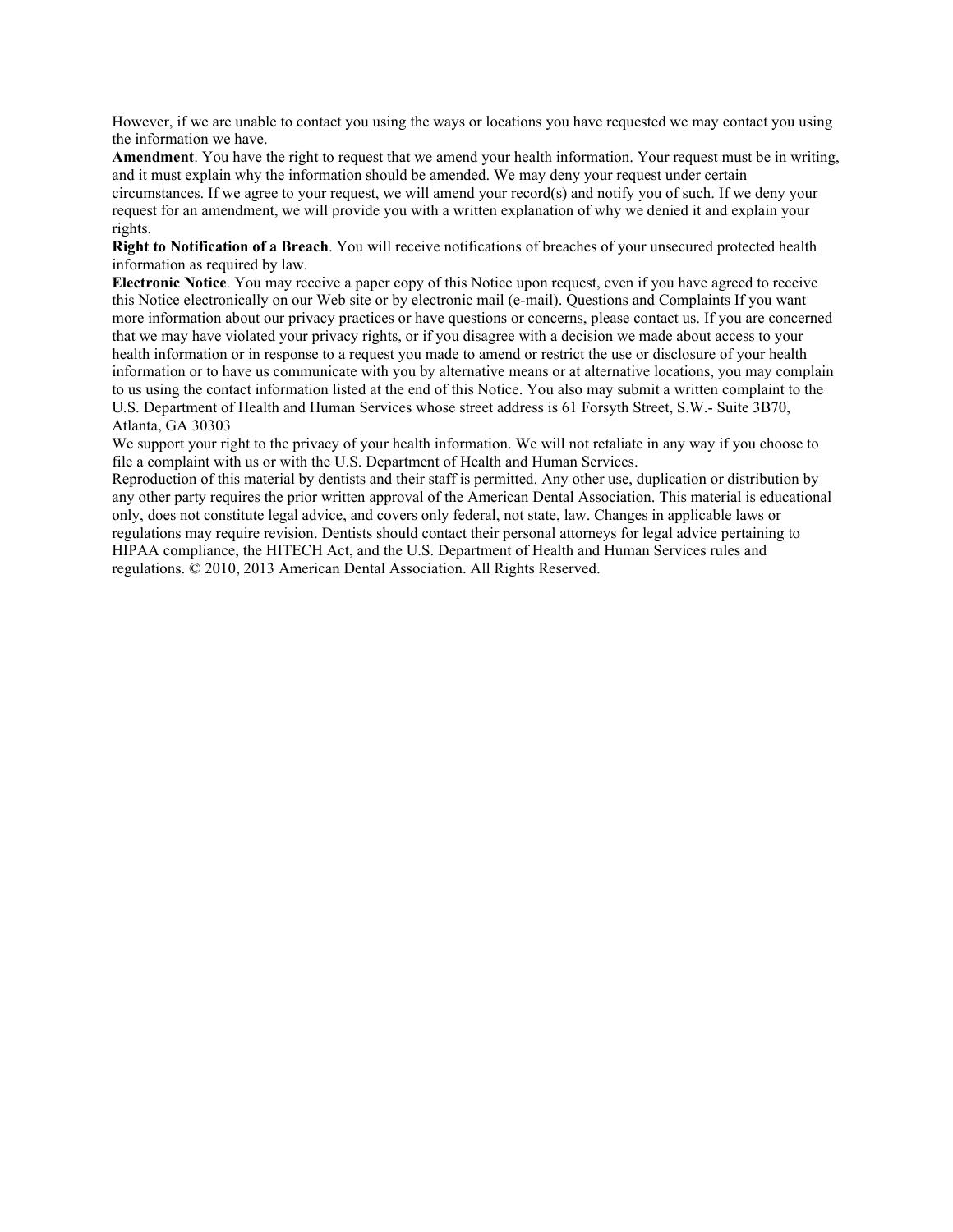However, if we are unable to contact you using the ways or locations you have requested we may contact you using the information we have.

**Amendment**. You have the right to request that we amend your health information. Your request must be in writing, and it must explain why the information should be amended. We may deny your request under certain circumstances. If we agree to your request, we will amend your record(s) and notify you of such. If we deny your request for an amendment, we will provide you with a written explanation of why we denied it and explain your rights.

**Right to Notification of a Breach**. You will receive notifications of breaches of your unsecured protected health information as required by law.

**Electronic Notice**. You may receive a paper copy of this Notice upon request, even if you have agreed to receive this Notice electronically on our Web site or by electronic mail (e-mail). Questions and Complaints If you want more information about our privacy practices or have questions or concerns, please contact us. If you are concerned that we may have violated your privacy rights, or if you disagree with a decision we made about access to your health information or in response to a request you made to amend or restrict the use or disclosure of your health information or to have us communicate with you by alternative means or at alternative locations, you may complain to us using the contact information listed at the end of this Notice. You also may submit a written complaint to the U.S. Department of Health and Human Services whose street address is 61 Forsyth Street, S.W.- Suite 3B70, Atlanta, GA 30303

We support your right to the privacy of your health information. We will not retaliate in any way if you choose to file a complaint with us or with the U.S. Department of Health and Human Services.

Reproduction of this material by dentists and their staff is permitted. Any other use, duplication or distribution by any other party requires the prior written approval of the American Dental Association. This material is educational only, does not constitute legal advice, and covers only federal, not state, law. Changes in applicable laws or regulations may require revision. Dentists should contact their personal attorneys for legal advice pertaining to HIPAA compliance, the HITECH Act, and the U.S. Department of Health and Human Services rules and regulations. © 2010, 2013 American Dental Association. All Rights Reserved.